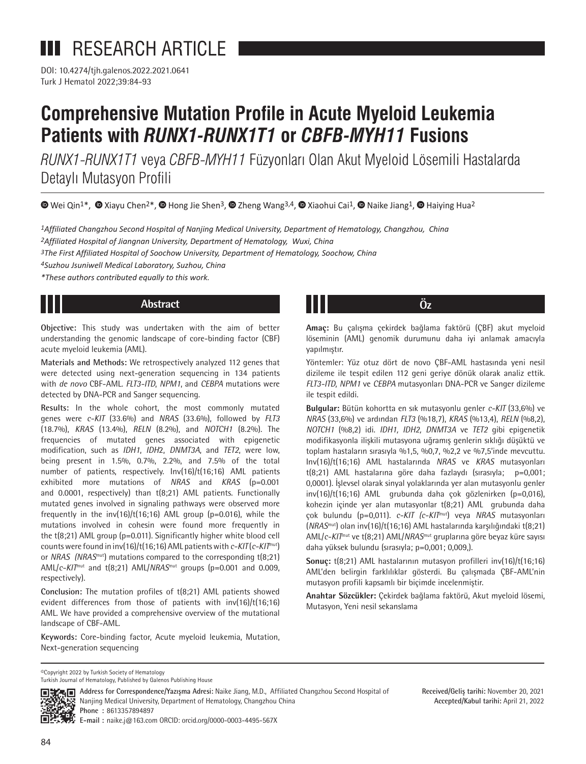RESEARCH ARTICLE

DOI: 10.4274/tjh.galenos.2022.2021.0641

# Comprehensive Mutation Profile in Acute Myeloid Leukemia Patients with *RUNX1-RUNX1T1* or *CBFB-MYH11* Fusions

*RUNX1-RUNX1T1* veya *CBFB-MYH11* Füzyonları Olan Akut Myeloid Lösemili Hastalarda Detaylı Mutasyon Profili

Wei Qin[1]*, Xiayu Chen[2]*, Hong Jie Shen[3], Zheng Wang[3,4], Xiaohui Cai[1], Naike Jiang[1], Haiying Hua[2]

*[1]Affiliated Changzhou Second Hospital of Nanjing Medical University, Department of Hematology, Changzhou, China*

*[2]Affiliated Hospital of Jiangnan University, Department of Hematology, Wuxi, China*

*[3]The First Affiliated Hospital of Soochow University, Department of Hematology, Soochow, China*

*[4]Suzhou Jsuniwell Medical Laboratory, Suzhou, China*

*\*These authors contributed equally to this work.*

## Abstract

**Objective:** This study was undertaken with the aim of better understanding the genomic landscape of core-binding factor (CBF) acute myeloid leukemia (AML).

**Materials and Methods:** We retrospectively analyzed 112 genes that were detected using next-generation sequencing in 134 patients with *de novo* CBF-AML. *FLT3-ITD*, *NPM1*, and *CEBPA* mutations were detected by DNA-PCR and Sanger sequencing.

**Results:** In the whole cohort, the most commonly mutated genes were *c-KIT* (33.6%) and *NRAS* (33.6%), followed by *FLT3* (18.7%), *KRAS* (13.4%), *RELN* (8.2%), and *NOTCH1* (8.2%). The frequencies of mutated genes associated with epigenetic modification, such as *IDH1*, *IDH2*, *DNMT3A*, and *TET2*, were low, being present in 1.5%, 0.7%, 2.2%, and 7.5% of the total number of patients, respectively. Inv(16)/t(16;16) AML patients exhibited more mutations of *NRAS* and *KRAS* (p=0.001 and 0.0001, respectively) than t(8;21) AML patients. Functionally mutated genes involved in signaling pathways were observed more frequently in the inv(16)/t(16;16) AML group (p=0.016), while the mutations involved in cohesin were found more frequently in the t(8;21) AML group (p=0.011). Significantly higher white blood cell counts were found in inv(16)/t(16;16) AML patients with *c-KIT* (*c-KIT*$^{mut}$) or *NRAS* (*NRAS*$^{mut}$) mutations compared to the corresponding t(8;21) AML/*c-KIT*$^{mut}$ and t(8;21) AML/*NRAS*$^{mut}$ groups (p=0.001 and 0.009, respectively).

**Conclusion:** The mutation profiles of t(8;21) AML patients showed evident differences from those of patients with inv(16)/t(16;16) AML. We have provided a comprehensive overview of the mutational landscape of CBF-AML.

**Keywords:** Core-binding factor, Acute myeloid leukemia, Mutation, Next-generation sequencing

## Öz

**Amaç:** Bu çalışma çekirdek bağlama faktörü (ÇBF) akut myeloid löseminin (AML) genomik durumunu daha iyi anlamak amacıyla yapılmıştır.

Yöntemler: Yüz otuz dört de novo ÇBF-AML hastasında yeni nesil dizileme ile tespit edilen 112 geni geriye dönük olarak analiz ettik. *FLT3-ITD*, *NPM1* ve *CEBPA* mutasyonları DNA-PCR ve Sanger dizileme ile tespit edildi.

**Bulgular:** Bütün kohortta en sık mutasyonlu genler *c-KIT* (33,6%) ve *NRAS* (33,6%) ve ardından *FLT3* (%18,7), *KRAS* (%13,4), *RELN* (%8,2), *NOTCH1* (%8,2) idi. *IDH1, IDH2, DNMT3A* ve *TET2* gibi epigenetik modifikasyonla ilişkili mutasyona uğramış genlerin sıklığı düşüktü ve toplam hastaların sırasıyla %1,5, %0,7, %2,2 ve %7,5'inde mevcuttu. Inv(16)/t(16;16) AML hastalarında *NRAS* ve *KRAS* mutasyonları t(8;21) AML hastalarına göre daha fazlaydı (sırasıyla; p=0,001; 0,0001). İşlevsel olarak sinyal yolaklarında yer alan mutasyonlu genler inv(16)/t(16;16) AML grubunda daha çok gözlenirken (p=0,016), kohezin içinde yer alan mutasyonlar t(8;21) AML grubunda daha çok bulundu (p=0,011). *c-KIT (c-KIT*$^{mut}$) veya *NRAS* mutasyonları (*NRAS*$^{mut}$) olan inv(16)/t(16;16) AML hastalarında karşılığındaki t(8;21) AML/*c-KIT*$^{mut}$ ve t(8;21) AML/*NRAS*$^{mut}$ gruplarına göre beyaz küre sayısı daha yüksek bulundu (sırasıyla; p=0,001; 0,009,).

**Sonuç:** t(8;21) AML hastalarının mutasyon profilleri inv(16)/t(16;16) AML'den belirgin farklılıklar gösterdi. Bu çalışmada ÇBF-AML'nin mutasyon profili kapsamlı bir biçimde incelenmiştir.

**Anahtar Sözcükler:** Çekirdek bağlama faktörü, Akut myeloid lösemi, Mutasyon, Yeni nesil sekanslama

©Copyright 2022 by Turkish Society of Hematology
Turkish Journal of Hematology, Published by Galenos Publishing House

**Address for Correspondence/Yazışma Adresi:** Naike Jiang, M.D., Affiliated Changzhou Second Hospital of Nanjing Medical University, Department of Hematology, Changzhou China
**Phone :** 8613357894897
**E-mail :** naike.j@163.com ORCID: orcid.org/0000-0003-4495-567X

**Received/Geliş tarihi:** November 20, 2021
**Accepted/Kabul tarihi:** April 21, 2022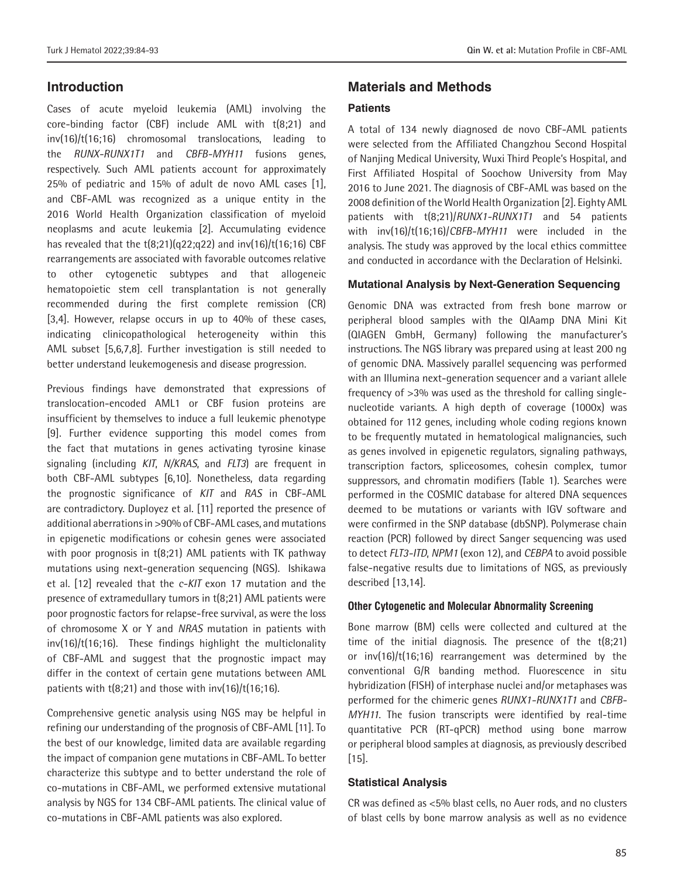## Introduction

Cases of acute myeloid leukemia (AML) involving the core-binding factor (CBF) include AML with t(8;21) and inv(16)/t(16;16) chromosomal translocations, leading to the *RUNX-RUNX1T1* and *CBFB-MYH11* fusions genes, respectively. Such AML patients account for approximately 25% of pediatric and 15% of adult de novo AML cases [1], and CBF-AML was recognized as a unique entity in the 2016 World Health Organization classification of myeloid neoplasms and acute leukemia [2]. Accumulating evidence has revealed that the t(8;21)(q22;q22) and inv(16)/t(16;16) CBF rearrangements are associated with favorable outcomes relative to other cytogenetic subtypes and that allogeneic hematopoietic stem cell transplantation is not generally recommended during the first complete remission (CR) [3,4]. However, relapse occurs in up to 40% of these cases, indicating clinicopathological heterogeneity within this AML subset [5,6,7,8]. Further investigation is still needed to better understand leukemogenesis and disease progression.

Previous findings have demonstrated that expressions of translocation-encoded AML1 or CBF fusion proteins are insufficient by themselves to induce a full leukemic phenotype [9]. Further evidence supporting this model comes from the fact that mutations in genes activating tyrosine kinase signaling (including *KIT*, *N/KRAS*, and *FLT3*) are frequent in both CBF-AML subtypes [6,10]. Nonetheless, data regarding the prognostic significance of *KIT* and *RAS* in CBF-AML are contradictory. Duployez et al. [11] reported the presence of additional aberrations in >90% of CBF-AML cases, and mutations in epigenetic modifications or cohesin genes were associated with poor prognosis in t(8;21) AML patients with TK pathway mutations using next-generation sequencing (NGS). Ishikawa et al. [12] revealed that the *c-KIT* exon 17 mutation and the presence of extramedullary tumors in t(8;21) AML patients were poor prognostic factors for relapse-free survival, as were the loss of chromosome X or Y and *NRAS* mutation in patients with inv(16)/t(16;16). These findings highlight the multiclonality of CBF-AML and suggest that the prognostic impact may differ in the context of certain gene mutations between AML patients with t(8;21) and those with inv(16)/t(16;16).

Comprehensive genetic analysis using NGS may be helpful in refining our understanding of the prognosis of CBF-AML [11]. To the best of our knowledge, limited data are available regarding the impact of companion gene mutations in CBF-AML. To better characterize this subtype and to better understand the role of co-mutations in CBF-AML, we performed extensive mutational analysis by NGS for 134 CBF-AML patients. The clinical value of co-mutations in CBF-AML patients was also explored.

## Materials and Methods

### Patients

A total of 134 newly diagnosed de novo CBF-AML patients were selected from the Affiliated Changzhou Second Hospital of Nanjing Medical University, Wuxi Third People's Hospital, and First Affiliated Hospital of Soochow University from May 2016 to June 2021. The diagnosis of CBF-AML was based on the 2008 definition of the World Health Organization [2]. Eighty AML patients with t(8;21)/*RUNX1-RUNX1T1* and 54 patients with inv(16)/t(16;16)/*CBFB-MYH11* were included in the analysis. The study was approved by the local ethics committee and conducted in accordance with the Declaration of Helsinki.

### Mutational Analysis by Next-Generation Sequencing

Genomic DNA was extracted from fresh bone marrow or peripheral blood samples with the QIAamp DNA Mini Kit (QIAGEN GmbH, Germany) following the manufacturer's instructions. The NGS library was prepared using at least 200 ng of genomic DNA. Massively parallel sequencing was performed with an Illumina next-generation sequencer and a variant allele frequency of >3% was used as the threshold for calling single-nucleotide variants. A high depth of coverage (1000x) was obtained for 112 genes, including whole coding regions known to be frequently mutated in hematological malignancies, such as genes involved in epigenetic regulators, signaling pathways, transcription factors, spliceosomes, cohesin complex, tumor suppressors, and chromatin modifiers (Table 1). Searches were performed in the COSMIC database for altered DNA sequences deemed to be mutations or variants with IGV software and were confirmed in the SNP database (dbSNP). Polymerase chain reaction (PCR) followed by direct Sanger sequencing was used to detect *FLT3-ITD*, *NPM1* (exon 12), and *CEBPA* to avoid possible false-negative results due to limitations of NGS, as previously described [13,14].

### Other Cytogenetic and Molecular Abnormality Screening

Bone marrow (BM) cells were collected and cultured at the time of the initial diagnosis. The presence of the t(8;21) or inv(16)/t(16;16) rearrangement was determined by the conventional G/R banding method. Fluorescence in situ hybridization (FISH) of interphase nuclei and/or metaphases was performed for the chimeric genes *RUNX1-RUNX1T1* and *CBFB-MYH11*. The fusion transcripts were identified by real-time quantitative PCR (RT-qPCR) method using bone marrow or peripheral blood samples at diagnosis, as previously described [15].

### Statistical Analysis

CR was defined as <5% blast cells, no Auer rods, and no clusters of blast cells by bone marrow analysis as well as no evidence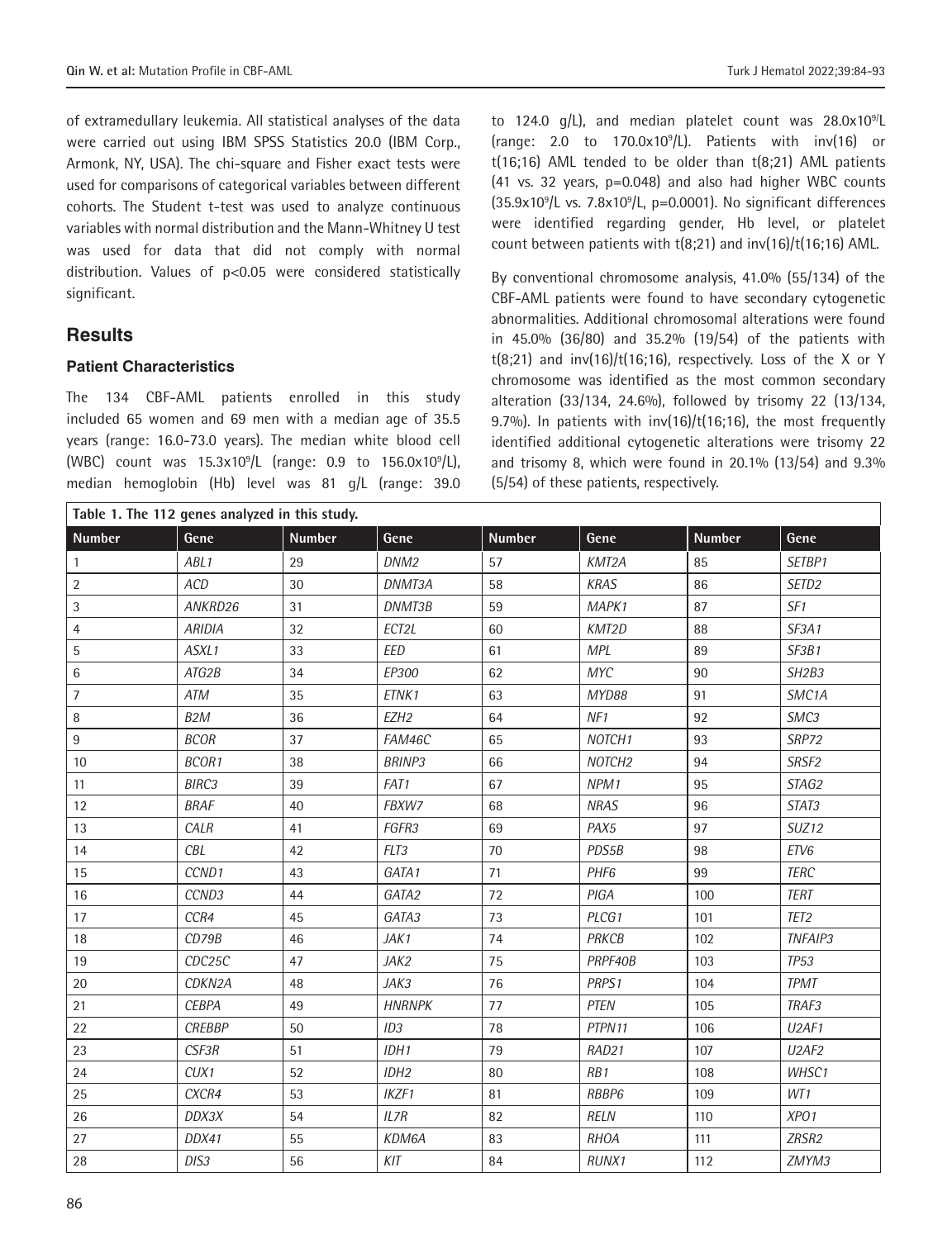of extramedullary leukemia. All statistical analyses of the data were carried out using IBM SPSS Statistics 20.0 (IBM Corp., Armonk, NY, USA). The chi-square and Fisher exact tests were used for comparisons of categorical variables between different cohorts. The Student t-test was used to analyze continuous variables with normal distribution and the Mann-Whitney U test was used for data that did not comply with normal distribution. Values of $p<0.05$ were considered statistically significant.

## Results

### Patient Characteristics

The 134 CBF-AML patients enrolled in this study included 65 women and 69 men with a median age of 35.5 years (range: 16.0-73.0 years). The median white blood cell (WBC) count was $15.3 \times 10^9$/L (range: 0.9 to $156.0 \times 10^9$/L), median hemoglobin (Hb) level was 81 g/L (range: 39.0 to 124.0 g/L), and median platelet count was $28.0 \times 10^9$/L (range: 2.0 to $170.0 \times 10^9$/L). Patients with inv(16) or t(16;16) AML tended to be older than t(8;21) AML patients (41 vs. 32 years, p=0.048) and also had higher WBC counts ($35.9 \times 10^9$/L vs. $7.8 \times 10^9$/L, p=0.0001). No significant differences were identified regarding gender, Hb level, or platelet count between patients with t(8;21) and inv(16)/t(16;16) AML.

By conventional chromosome analysis, 41.0% (55/134) of the CBF-AML patients were found to have secondary cytogenetic abnormalities. Additional chromosomal alterations were found in 45.0% (36/80) and 35.2% (19/54) of the patients with t(8;21) and inv(16)/t(16;16), respectively. Loss of the X or Y chromosome was identified as the most common secondary alteration (33/134, 24.6%), followed by trisomy 22 (13/134, 9.7%). In patients with inv(16)/t(16;16), the most frequently identified additional cytogenetic alterations were trisomy 22 and trisomy 8, which were found in 20.1% (13/54) and 9.3% (5/54) of these patients, respectively.

**Table 1. The 112 genes analyzed in this study.**

| Number | Gene | Number | Gene | Number | Gene | Number | Gene |
|---|---|---|---|---|---|---|---|
| 1 | *ABL1* | 29 | *DNM2* | 57 | *KMT2A* | 85 | *SETBP1* |
| 2 | *ACD* | 30 | *DNMT3A* | 58 | *KRAS* | 86 | *SETD2* |
| 3 | *ANKRD26* | 31 | *DNMT3B* | 59 | *MAPK1* | 87 | *SF1* |
| 4 | *ARIDIA* | 32 | *ECT2L* | 60 | *KMT2D* | 88 | *SF3A1* |
| 5 | *ASXL1* | 33 | *EED* | 61 | *MPL* | 89 | *SF3B1* |
| 6 | *ATG2B* | 34 | *EP300* | 62 | *MYC* | 90 | *SH2B3* |
| 7 | *ATM* | 35 | *ETNK1* | 63 | *MYD88* | 91 | *SMC1A* |
| 8 | *B2M* | 36 | *EZH2* | 64 | *NF1* | 92 | *SMC3* |
| 9 | *BCOR* | 37 | *FAM46C* | 65 | *NOTCH1* | 93 | *SRP72* |
| 10 | *BCOR1* | 38 | *BRINP3* | 66 | *NOTCH2* | 94 | *SRSF2* |
| 11 | *BIRC3* | 39 | *FAT1* | 67 | *NPM1* | 95 | *STAG2* |
| 12 | *BRAF* | 40 | *FBXW7* | 68 | *NRAS* | 96 | *STAT3* |
| 13 | *CALR* | 41 | *FGFR3* | 69 | *PAX5* | 97 | *SUZ12* |
| 14 | *CBL* | 42 | *FLT3* | 70 | *PDS5B* | 98 | *ETV6* |
| 15 | *CCND1* | 43 | *GATA1* | 71 | *PHF6* | 99 | *TERC* |
| 16 | *CCND3* | 44 | *GATA2* | 72 | *PIGA* | 100 | *TERT* |
| 17 | *CCR4* | 45 | *GATA3* | 73 | *PLCG1* | 101 | *TET2* |
| 18 | *CD79B* | 46 | *JAK1* | 74 | *PRKCB* | 102 | *TNFAIP3* |
| 19 | *CDC25C* | 47 | *JAK2* | 75 | *PRPF40B* | 103 | *TP53* |
| 20 | *CDKN2A* | 48 | *JAK3* | 76 | *PRPS1* | 104 | *TPMT* |
| 21 | *CEBPA* | 49 | *HNRNPK* | 77 | *PTEN* | 105 | *TRAF3* |
| 22 | *CREBBP* | 50 | *ID3* | 78 | *PTPN11* | 106 | *U2AF1* |
| 23 | *CSF3R* | 51 | *IDH1* | 79 | *RAD21* | 107 | *U2AF2* |
| 24 | *CUX1* | 52 | *IDH2* | 80 | *RB1* | 108 | *WHSC1* |
| 25 | *CXCR4* | 53 | *IKZF1* | 81 | *RBBP6* | 109 | *WT1* |
| 26 | *DDX3X* | 54 | *IL7R* | 82 | *RELN* | 110 | *XPO1* |
| 27 | *DDX41* | 55 | *KDM6A* | 83 | *RHOA* | 111 | *ZRSR2* |
| 28 | *DIS3* | 56 | *KIT* | 84 | *RUNX1* | 112 | *ZMYM3* |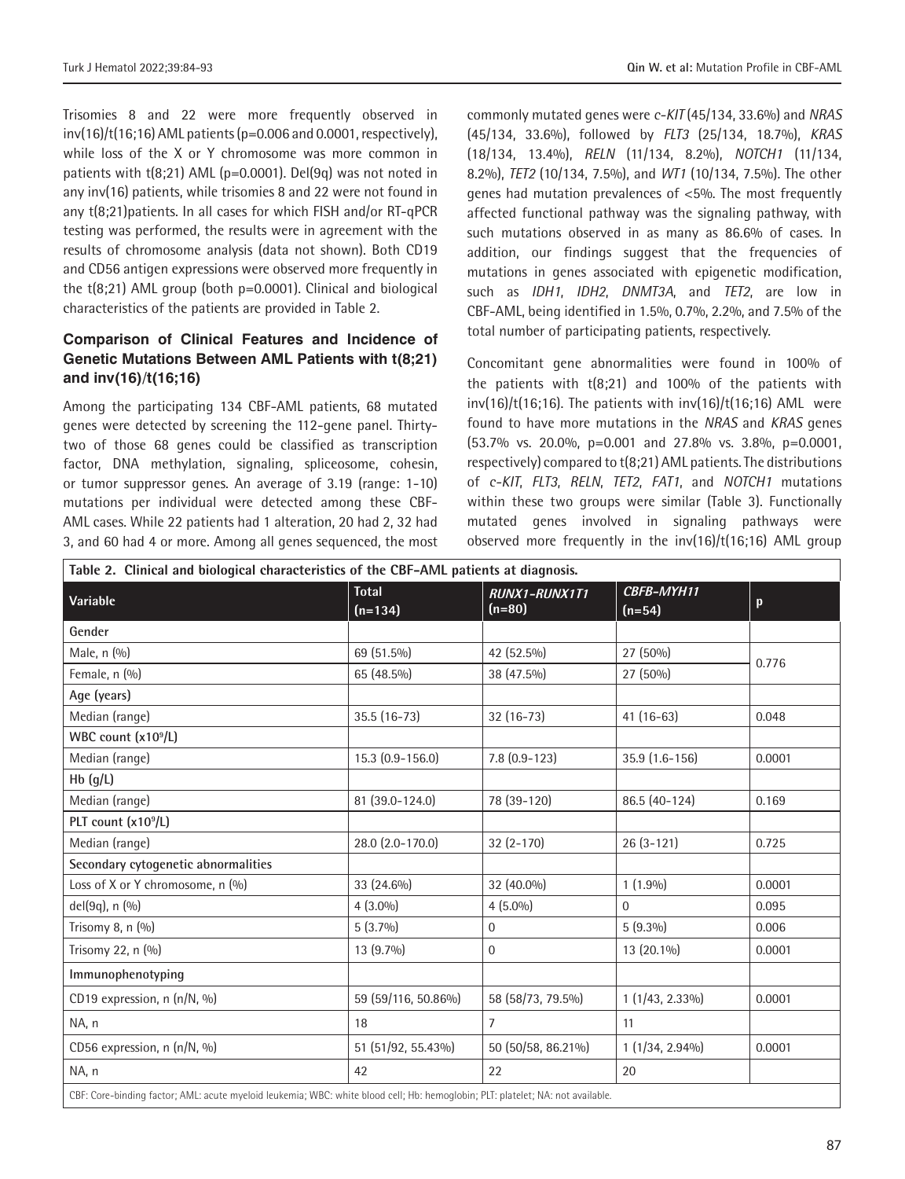Trisomies 8 and 22 were more frequently observed in inv(16)/t(16;16) AML patients (p=0.006 and 0.0001, respectively), while loss of the X or Y chromosome was more common in patients with t(8;21) AML (p=0.0001). Del(9q) was not noted in any inv(16) patients, while trisomies 8 and 22 were not found in any t(8;21)patients. In all cases for which FISH and/or RT-qPCR testing was performed, the results were in agreement with the results of chromosome analysis (data not shown). Both CD19 and CD56 antigen expressions were observed more frequently in the t(8;21) AML group (both p=0.0001). Clinical and biological characteristics of the patients are provided in Table 2.

### Comparison of Clinical Features and Incidence of Genetic Mutations Between AML Patients with t(8;21) and inv(16)/t(16;16)

Among the participating 134 CBF-AML patients, 68 mutated genes were detected by screening the 112-gene panel. Thirty-two of those 68 genes could be classified as transcription factor, DNA methylation, signaling, spliceosome, cohesin, or tumor suppressor genes. An average of 3.19 (range: 1-10) mutations per individual were detected among these CBF-AML cases. While 22 patients had 1 alteration, 20 had 2, 32 had 3, and 60 had 4 or more. Among all genes sequenced, the most commonly mutated genes were *c-KIT* (45/134, 33.6%) and *NRAS* (45/134, 33.6%), followed by *FLT3* (25/134, 18.7%), *KRAS* (18/134, 13.4%), *RELN* (11/134, 8.2%), *NOTCH1* (11/134, 8.2%), *TET2* (10/134, 7.5%), and *WT1* (10/134, 7.5%). The other genes had mutation prevalences of <5%. The most frequently affected functional pathway was the signaling pathway, with such mutations observed in as many as 86.6% of cases. In addition, our findings suggest that the frequencies of mutations in genes associated with epigenetic modification, such as *IDH1*, *IDH2*, *DNMT3A*, and *TET2*, are low in CBF-AML, being identified in 1.5%, 0.7%, 2.2%, and 7.5% of the total number of participating patients, respectively.

Concomitant gene abnormalities were found in 100% of the patients with t(8;21) and 100% of the patients with inv(16)/t(16;16). The patients with inv(16)/t(16;16) AML were found to have more mutations in the *NRAS* and *KRAS* genes (53.7% vs. 20.0%, p=0.001 and 27.8% vs. 3.8%, p=0.0001, respectively) compared to t(8;21) AML patients. The distributions of *c-KIT*, *FLT3*, *RELN*, *TET2*, *FAT1*, and *NOTCH1* mutations within these two groups were similar (Table 3). Functionally mutated genes involved in signaling pathways were observed more frequently in the inv(16)/t(16;16) AML group

**Table 2. Clinical and biological characteristics of the CBF-AML patients at diagnosis.**

| Variable | Total (n=134) | *RUNX1-RUNX1T1* (n=80) | *CBFB-MYH11* (n=54) | p |
|---|---|---|---|---|
| **Gender** | | | | |
| Male, n (%) | 69 (51.5%) | 42 (52.5%) | 27 (50%) | 0.776 |
| Female, n (%) | 65 (48.5%) | 38 (47.5%) | 27 (50%) | |
| **Age (years)** | | | | |
| Median (range) | 35.5 (16-73) | 32 (16-73) | 41 (16-63) | 0.048 |
| **WBC count (x10$^9$/L)** | | | | |
| Median (range) | 15.3 (0.9-156.0) | 7.8 (0.9-123) | 35.9 (1.6-156) | 0.0001 |
| **Hb (g/L)** | | | | |
| Median (range) | 81 (39.0-124.0) | 78 (39-120) | 86.5 (40-124) | 0.169 |
| **PLT count (x10$^9$/L)** | | | | |
| Median (range) | 28.0 (2.0-170.0) | 32 (2-170) | 26 (3-121) | 0.725 |
| **Secondary cytogenetic abnormalities** | | | | |
| Loss of X or Y chromosome, n (%) | 33 (24.6%) | 32 (40.0%) | 1 (1.9%) | 0.0001 |
| del(9q), n (%) | 4 (3.0%) | 4 (5.0%) | 0 | 0.095 |
| Trisomy 8, n (%) | 5 (3.7%) | 0 | 5 (9.3%) | 0.006 |
| Trisomy 22, n (%) | 13 (9.7%) | 0 | 13 (20.1%) | 0.0001 |
| **Immunophenotyping** | | | | |
| CD19 expression, n (n/N, %) | 59 (59/116, 50.86%) | 58 (58/73, 79.5%) | 1 (1/43, 2.33%) | 0.0001 |
| NA, n | 18 | 7 | 11 | |
| CD56 expression, n (n/N, %) | 51 (51/92, 55.43%) | 50 (50/58, 86.21%) | 1 (1/34, 2.94%) | 0.0001 |
| NA, n | 42 | 22 | 20 | |

CBF: Core-binding factor; AML: acute myeloid leukemia; WBC: white blood cell; Hb: hemoglobin; PLT: platelet; NA: not available.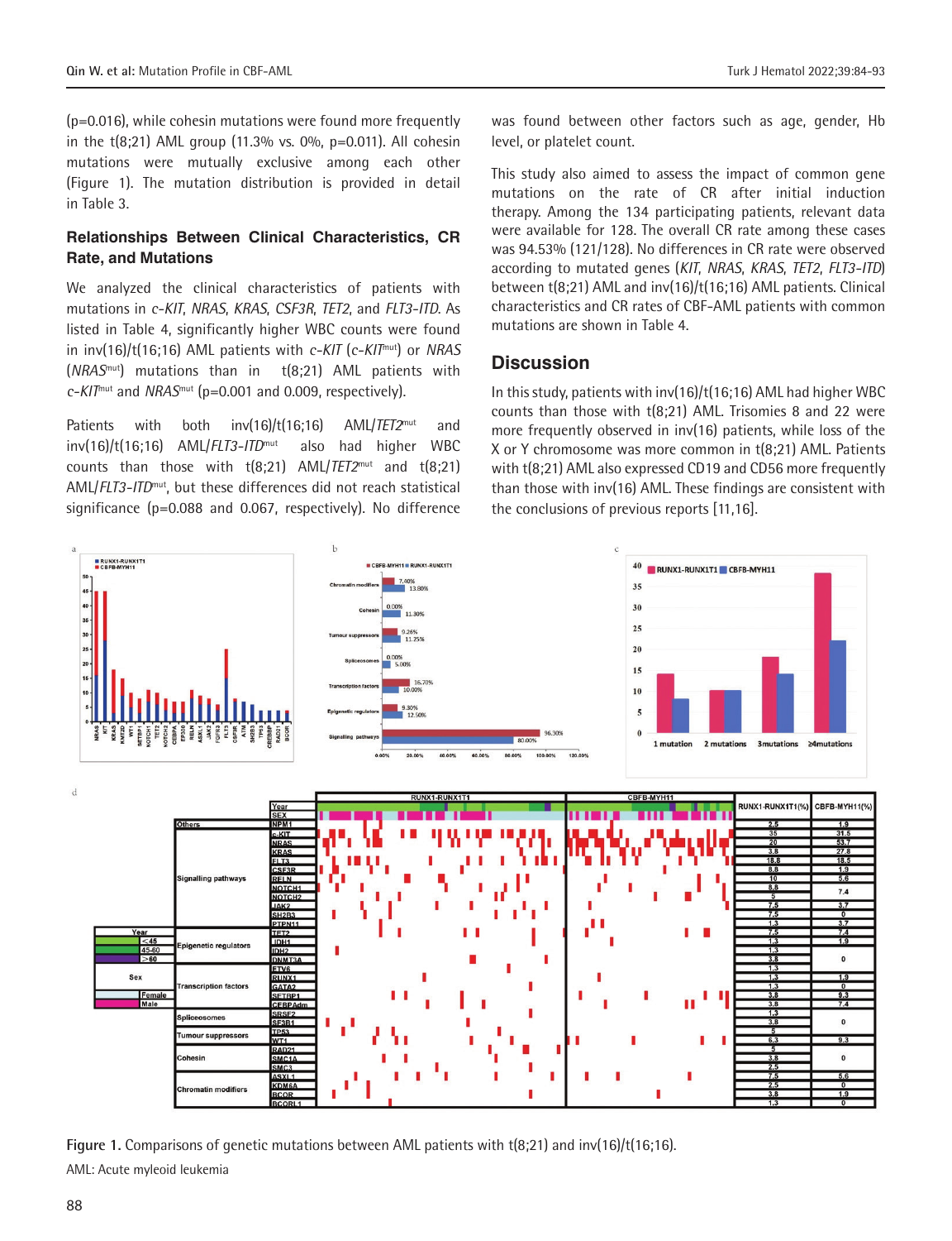(p=0.016), while cohesin mutations were found more frequently in the t(8;21) AML group (11.3% vs. 0%, p=0.011). All cohesin mutations were mutually exclusive among each other (Figure 1). The mutation distribution is provided in detail in Table 3.

### Relationships Between Clinical Characteristics, CR Rate, and Mutations

We analyzed the clinical characteristics of patients with mutations in *c-KIT*, *NRAS*, *KRAS*, *CSF3R*, *TET2*, and *FLT3-ITD*. As listed in Table 4, significantly higher WBC counts were found in inv(16)/t(16;16) AML patients with *c-KIT* (*c-KIT*$^{mut}$) or *NRAS* (*NRAS*$^{mut}$) mutations than in t(8;21) AML patients with *c-KIT*$^{mut}$ and *NRAS*$^{mut}$ (p=0.001 and 0.009, respectively).

Patients with both inv(16)/t(16;16) AML/*TET2*$^{mut}$ and inv(16)/t(16;16) AML/*FLT3-ITD*$^{mut}$ also had higher WBC counts than those with t(8;21) AML/*TET2*$^{mut}$ and t(8;21) AML/*FLT3-ITD*$^{mut}$, but these differences did not reach statistical significance (p=0.088 and 0.067, respectively). No difference was found between other factors such as age, gender, Hb level, or platelet count.

This study also aimed to assess the impact of common gene mutations on the rate of CR after initial induction therapy. Among the 134 participating patients, relevant data were available for 128. The overall CR rate among these cases was 94.53% (121/128). No differences in CR rate were observed according to mutated genes (*KIT*, *NRAS*, *KRAS*, *TET2*, *FLT3-ITD*) between t(8;21) AML and inv(16)/t(16;16) AML patients. Clinical characteristics and CR rates of CBF-AML patients with common mutations are shown in Table 4.

## Discussion

In this study, patients with inv(16)/t(16;16) AML had higher WBC counts than those with t(8;21) AML. Trisomies 8 and 22 were more frequently observed in inv(16) patients, while loss of the X or Y chromosome was more common in t(8;21) AML. Patients with t(8;21) AML also expressed CD19 and CD56 more frequently than those with inv(16) AML. These findings are consistent with the conclusions of previous reports [11,16].

Figure 1. Comparisons of genetic mutations between AML patients with t(8;21) and inv(16)/t(16;16).

AML: Acute myleoid leukemia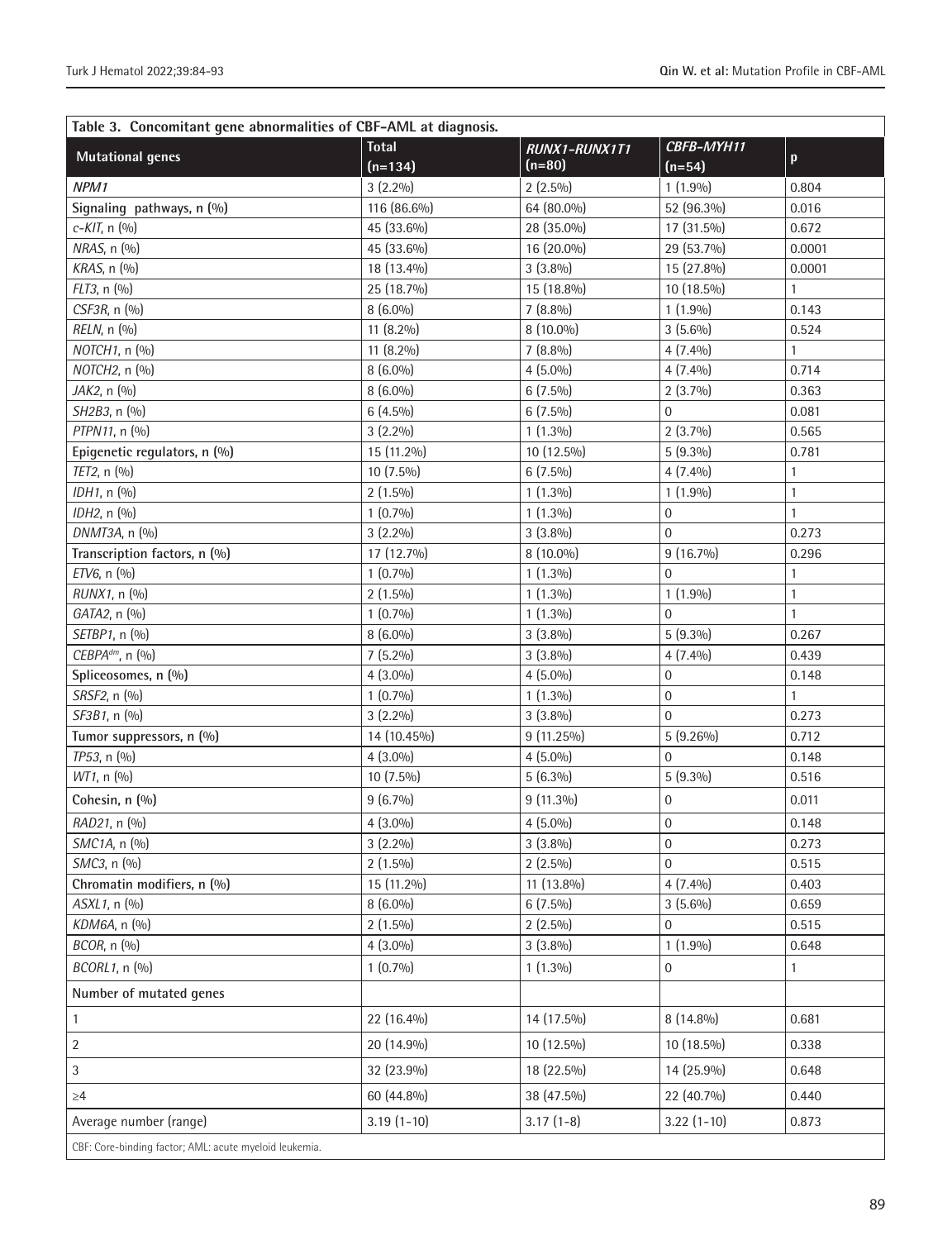**Table 3. Concomitant gene abnormalities of CBF-AML at diagnosis.**

| Mutational genes | Total (n=134) | *RUNX1-RUNX1T1* (n=80) | *CBFB-MYH11* (n=54) | p |
|---|---|---|---|---|
| *NPM1* | 3 (2.2%) | 2 (2.5%) | 1 (1.9%) | 0.804 |
| **Signaling pathways, n (%)** | 116 (86.6%) | 64 (80.0%) | 52 (96.3%) | 0.016 |
| *c-KIT*, n (%) | 45 (33.6%) | 28 (35.0%) | 17 (31.5%) | 0.672 |
| *NRAS*, n (%) | 45 (33.6%) | 16 (20.0%) | 29 (53.7%) | 0.0001 |
| *KRAS*, n (%) | 18 (13.4%) | 3 (3.8%) | 15 (27.8%) | 0.0001 |
| *FLT3*, n (%) | 25 (18.7%) | 15 (18.8%) | 10 (18.5%) | 1 |
| *CSF3R*, n (%) | 8 (6.0%) | 7 (8.8%) | 1 (1.9%) | 0.143 |
| *RELN*, n (%) | 11 (8.2%) | 8 (10.0%) | 3 (5.6%) | 0.524 |
| *NOTCH1*, n (%) | 11 (8.2%) | 7 (8.8%) | 4 (7.4%) | 1 |
| *NOTCH2*, n (%) | 8 (6.0%) | 4 (5.0%) | 4 (7.4%) | 0.714 |
| *JAK2*, n (%) | 8 (6.0%) | 6 (7.5%) | 2 (3.7%) | 0.363 |
| *SH2B3*, n (%) | 6 (4.5%) | 6 (7.5%) | 0 | 0.081 |
| *PTPN11*, n (%) | 3 (2.2%) | 1 (1.3%) | 2 (3.7%) | 0.565 |
| **Epigenetic regulators, n (%)** | 15 (11.2%) | 10 (12.5%) | 5 (9.3%) | 0.781 |
| *TET2*, n (%) | 10 (7.5%) | 6 (7.5%) | 4 (7.4%) | 1 |
| *IDH1*, n (%) | 2 (1.5%) | 1 (1.3%) | 1 (1.9%) | 1 |
| *IDH2*, n (%) | 1 (0.7%) | 1 (1.3%) | 0 | 1 |
| *DNMT3A*, n (%) | 3 (2.2%) | 3 (3.8%) | 0 | 0.273 |
| **Transcription factors, n (%)** | 17 (12.7%) | 8 (10.0%) | 9 (16.7%) | 0.296 |
| *ETV6*, n (%) | 1 (0.7%) | 1 (1.3%) | 0 | 1 |
| *RUNX1*, n (%) | 2 (1.5%) | 1 (1.3%) | 1 (1.9%) | 1 |
| *GATA2*, n (%) | 1 (0.7%) | 1 (1.3%) | 0 | 1 |
| *SETBP1*, n (%) | 8 (6.0%) | 3 (3.8%) | 5 (9.3%) | 0.267 |
| *CEBPA*$^{dm}$, n (%) | 7 (5.2%) | 3 (3.8%) | 4 (7.4%) | 0.439 |
| **Spliceosomes, n (%)** | 4 (3.0%) | 4 (5.0%) | 0 | 0.148 |
| *SRSF2*, n (%) | 1 (0.7%) | 1 (1.3%) | 0 | 1 |
| *SF3B1*, n (%) | 3 (2.2%) | 3 (3.8%) | 0 | 0.273 |
| **Tumor suppressors, n (%)** | 14 (10.45%) | 9 (11.25%) | 5 (9.26%) | 0.712 |
| *TP53*, n (%) | 4 (3.0%) | 4 (5.0%) | 0 | 0.148 |
| *WT1*, n (%) | 10 (7.5%) | 5 (6.3%) | 5 (9.3%) | 0.516 |
| **Cohesin, n (%)** | 9 (6.7%) | 9 (11.3%) | 0 | 0.011 |
| *RAD21*, n (%) | 4 (3.0%) | 4 (5.0%) | 0 | 0.148 |
| *SMC1A*, n (%) | 3 (2.2%) | 3 (3.8%) | 0 | 0.273 |
| *SMC3*, n (%) | 2 (1.5%) | 2 (2.5%) | 0 | 0.515 |
| **Chromatin modifiers, n (%)** | 15 (11.2%) | 11 (13.8%) | 4 (7.4%) | 0.403 |
| *ASXL1*, n (%) | 8 (6.0%) | 6 (7.5%) | 3 (5.6%) | 0.659 |
| *KDM6A*, n (%) | 2 (1.5%) | 2 (2.5%) | 0 | 0.515 |
| *BCOR*, n (%) | 4 (3.0%) | 3 (3.8%) | 1 (1.9%) | 0.648 |
| *BCORL1*, n (%) | 1 (0.7%) | 1 (1.3%) | 0 | 1 |
| **Number of mutated genes** | | | | |
| 1 | 22 (16.4%) | 14 (17.5%) | 8 (14.8%) | 0.681 |
| 2 | 20 (14.9%) | 10 (12.5%) | 10 (18.5%) | 0.338 |
| 3 | 32 (23.9%) | 18 (22.5%) | 14 (25.9%) | 0.648 |
| ≥4 | 60 (44.8%) | 38 (47.5%) | 22 (40.7%) | 0.440 |
| Average number (range) | 3.19 (1-10) | 3.17 (1-8) | 3.22 (1-10) | 0.873 |

CBF: Core-binding factor; AML: acute myeloid leukemia.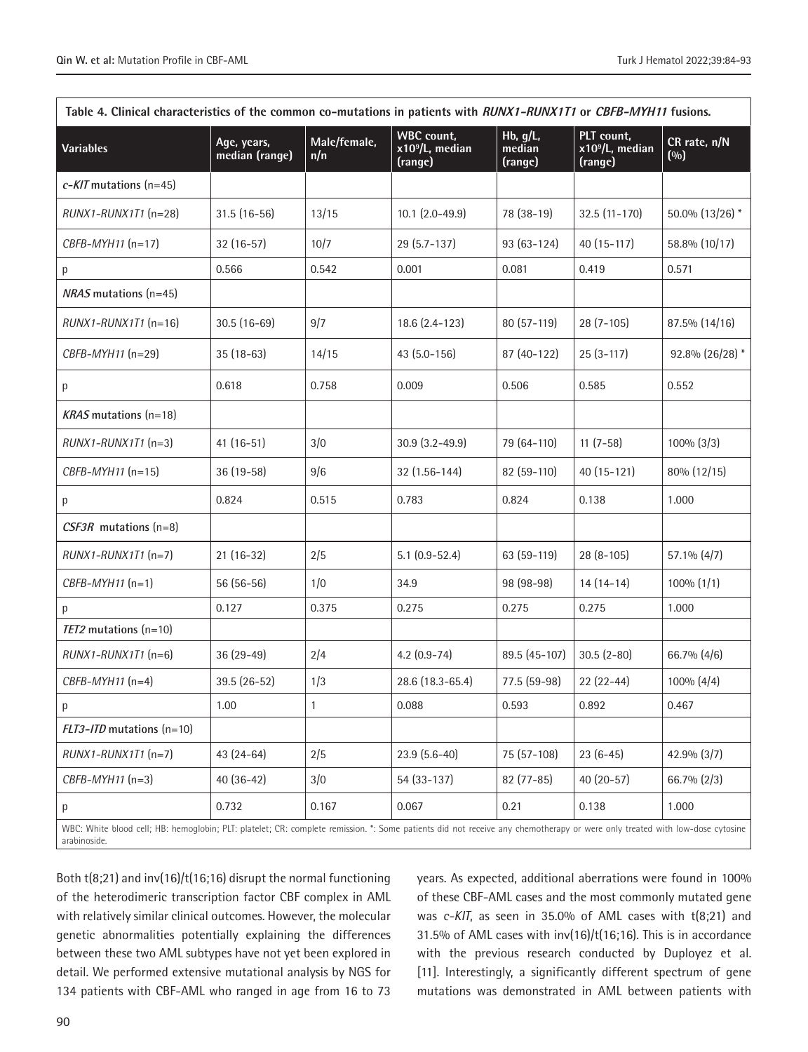**Table 4. Clinical characteristics of the common co-mutations in patients with *RUNX1-RUNX1T1* or *CBFB-MYH11* fusions.**

| Variables | Age, years, median (range) | Male/female, n/n | WBC count, $x10^9$/L, median (range) | Hb, g/L, median (range) | PLT count, $x10^9$/L, median (range) | CR rate, n/N (%) |
|---|---|---|---|---|---|---|
| *c-KIT* mutations (n=45) | | | | | | |
| *RUNX1-RUNX1T1* (n=28) | 31.5 (16-56) | 13/15 | 10.1 (2.0-49.9) | 78 (38-19) | 32.5 (11-170) | 50.0% (13/26) * |
| *CBFB-MYH11* (n=17) | 32 (16-57) | 10/7 | 29 (5.7-137) | 93 (63-124) | 40 (15-117) | 58.8% (10/17) |
| p | 0.566 | 0.542 | 0.001 | 0.081 | 0.419 | 0.571 |
| *NRAS* mutations (n=45) | | | | | | |
| *RUNX1-RUNX1T1* (n=16) | 30.5 (16-69) | 9/7 | 18.6 (2.4-123) | 80 (57-119) | 28 (7-105) | 87.5% (14/16) |
| *CBFB-MYH11* (n=29) | 35 (18-63) | 14/15 | 43 (5.0-156) | 87 (40-122) | 25 (3-117) | 92.8% (26/28) * |
| p | 0.618 | 0.758 | 0.009 | 0.506 | 0.585 | 0.552 |
| *KRAS* mutations (n=18) | | | | | | |
| *RUNX1-RUNX1T1* (n=3) | 41 (16-51) | 3/0 | 30.9 (3.2-49.9) | 79 (64-110) | 11 (7-58) | 100% (3/3) |
| *CBFB-MYH11* (n=15) | 36 (19-58) | 9/6 | 32 (1.56-144) | 82 (59-110) | 40 (15-121) | 80% (12/15) |
| p | 0.824 | 0.515 | 0.783 | 0.824 | 0.138 | 1.000 |
| *CSF3R* mutations (n=8) | | | | | | |
| *RUNX1-RUNX1T1* (n=7) | 21 (16-32) | 2/5 | 5.1 (0.9-52.4) | 63 (59-119) | 28 (8-105) | 57.1% (4/7) |
| *CBFB-MYH11* (n=1) | 56 (56-56) | 1/0 | 34.9 | 98 (98-98) | 14 (14-14) | 100% (1/1) |
| p | 0.127 | 0.375 | 0.275 | 0.275 | 0.275 | 1.000 |
| *TET2* mutations (n=10) | | | | | | |
| *RUNX1-RUNX1T1* (n=6) | 36 (29-49) | 2/4 | 4.2 (0.9-74) | 89.5 (45-107) | 30.5 (2-80) | 66.7% (4/6) |
| *CBFB-MYH11* (n=4) | 39.5 (26-52) | 1/3 | 28.6 (18.3-65.4) | 77.5 (59-98) | 22 (22-44) | 100% (4/4) |
| p | 1.00 | 1 | 0.088 | 0.593 | 0.892 | 0.467 |
| *FLT3-ITD* mutations (n=10) | | | | | | |
| *RUNX1-RUNX1T1* (n=7) | 43 (24-64) | 2/5 | 23.9 (5.6-40) | 75 (57-108) | 23 (6-45) | 42.9% (3/7) |
| *CBFB-MYH11* (n=3) | 40 (36-42) | 3/0 | 54 (33-137) | 82 (77-85) | 40 (20-57) | 66.7% (2/3) |
| p | 0.732 | 0.167 | 0.067 | 0.21 | 0.138 | 1.000 |

WBC: White blood cell; HB: hemoglobin; PLT: platelet; CR: complete remission. *: Some patients did not receive any chemotherapy or were only treated with low-dose cytosine arabinoside.

Both t(8;21) and inv(16)/t(16;16) disrupt the normal functioning of the heterodimeric transcription factor CBF complex in AML with relatively similar clinical outcomes. However, the molecular genetic abnormalities potentially explaining the differences between these two AML subtypes have not yet been explored in detail. We performed extensive mutational analysis by NGS for 134 patients with CBF-AML who ranged in age from 16 to 73 years. As expected, additional aberrations were found in 100% of these CBF-AML cases and the most commonly mutated gene was *c-KIT*, as seen in 35.0% of AML cases with t(8;21) and 31.5% of AML cases with inv(16)/t(16;16). This is in accordance with the previous research conducted by Duployez et al. [11]. Interestingly, a significantly different spectrum of gene mutations was demonstrated in AML between patients with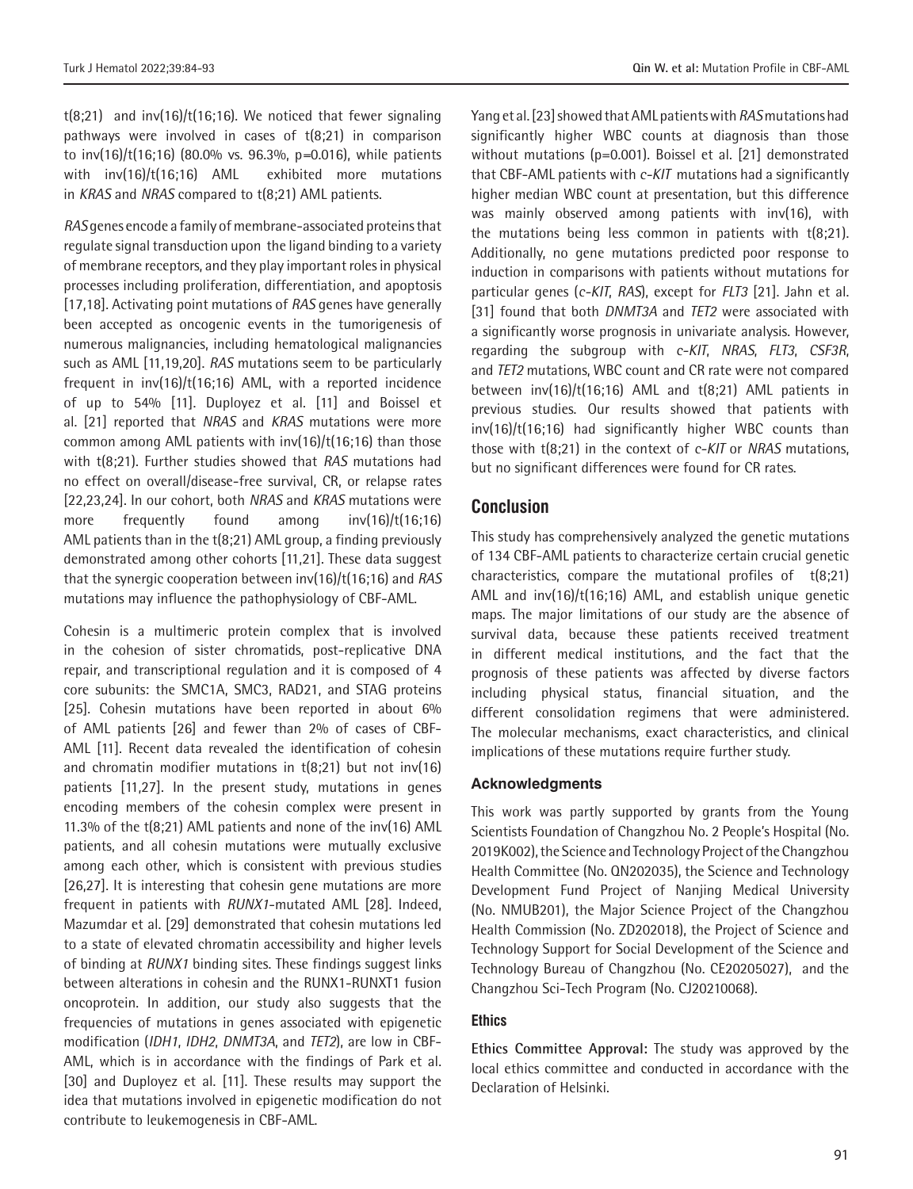t(8;21) and inv(16)/t(16;16). We noticed that fewer signaling pathways were involved in cases of t(8;21) in comparison to inv(16)/t(16;16) (80.0% vs. 96.3%, p=0.016), while patients with inv(16)/t(16;16) AML exhibited more mutations in *KRAS* and *NRAS* compared to t(8;21) AML patients.

*RAS* genes encode a family of membrane-associated proteins that regulate signal transduction upon the ligand binding to a variety of membrane receptors, and they play important roles in physical processes including proliferation, differentiation, and apoptosis [17,18]. Activating point mutations of *RAS* genes have generally been accepted as oncogenic events in the tumorigenesis of numerous malignancies, including hematological malignancies such as AML [11,19,20]. *RAS* mutations seem to be particularly frequent in inv(16)/t(16;16) AML, with a reported incidence of up to 54% [11]. Duployez et al. [11] and Boissel et al. [21] reported that *NRAS* and *KRAS* mutations were more common among AML patients with inv(16)/t(16;16) than those with t(8;21). Further studies showed that *RAS* mutations had no effect on overall/disease-free survival, CR, or relapse rates [22,23,24]. In our cohort, both *NRAS* and *KRAS* mutations were more frequently found among inv(16)/t(16;16) AML patients than in the t(8;21) AML group, a finding previously demonstrated among other cohorts [11,21]. These data suggest that the synergic cooperation between inv(16)/t(16;16) and *RAS* mutations may influence the pathophysiology of CBF-AML.

Cohesin is a multimeric protein complex that is involved in the cohesion of sister chromatids, post-replicative DNA repair, and transcriptional regulation and it is composed of 4 core subunits: the SMC1A, SMC3, RAD21, and STAG proteins [25]. Cohesin mutations have been reported in about 6% of AML patients [26] and fewer than 2% of cases of CBF-AML [11]. Recent data revealed the identification of cohesin and chromatin modifier mutations in t(8;21) but not inv(16) patients [11,27]. In the present study, mutations in genes encoding members of the cohesin complex were present in 11.3% of the t(8;21) AML patients and none of the inv(16) AML patients, and all cohesin mutations were mutually exclusive among each other, which is consistent with previous studies [26,27]. It is interesting that cohesin gene mutations are more frequent in patients with *RUNX1*-mutated AML [28]. Indeed, Mazumdar et al. [29] demonstrated that cohesin mutations led to a state of elevated chromatin accessibility and higher levels of binding at *RUNX1* binding sites. These findings suggest links between alterations in cohesin and the RUNX1-RUNXT1 fusion oncoprotein. In addition, our study also suggests that the frequencies of mutations in genes associated with epigenetic modification (*IDH1*, *IDH2*, *DNMT3A*, and *TET2*), are low in CBF-AML, which is in accordance with the findings of Park et al. [30] and Duployez et al. [11]. These results may support the idea that mutations involved in epigenetic modification do not contribute to leukemogenesis in CBF-AML.

Yang et al. [23] showed that AML patients with *RAS* mutations had significantly higher WBC counts at diagnosis than those without mutations (p=0.001). Boissel et al. [21] demonstrated that CBF-AML patients with *c-KIT* mutations had a significantly higher median WBC count at presentation, but this difference was mainly observed among patients with inv(16), with the mutations being less common in patients with t(8;21). Additionally, no gene mutations predicted poor response to induction in comparisons with patients without mutations for particular genes (*c-KIT*, *RAS*), except for *FLT3* [21]. Jahn et al. [31] found that both *DNMT3A* and *TET2* were associated with a significantly worse prognosis in univariate analysis. However, regarding the subgroup with *c-KIT*, *NRAS*, *FLT3*, *CSF3R*, and *TET2* mutations, WBC count and CR rate were not compared between inv(16)/t(16;16) AML and t(8;21) AML patients in previous studies. Our results showed that patients with inv(16)/t(16;16) had significantly higher WBC counts than those with t(8;21) in the context of *c-KIT* or *NRAS* mutations, but no significant differences were found for CR rates.

## Conclusion

This study has comprehensively analyzed the genetic mutations of 134 CBF-AML patients to characterize certain crucial genetic characteristics, compare the mutational profiles of t(8;21) AML and inv(16)/t(16;16) AML, and establish unique genetic maps. The major limitations of our study are the absence of survival data, because these patients received treatment in different medical institutions, and the fact that the prognosis of these patients was affected by diverse factors including physical status, financial situation, and the different consolidation regimens that were administered. The molecular mechanisms, exact characteristics, and clinical implications of these mutations require further study.

### Acknowledgments

This work was partly supported by grants from the Young Scientists Foundation of Changzhou No. 2 People's Hospital (No. 2019K002), the Science and Technology Project of the Changzhou Health Committee (No. QN202035), the Science and Technology Development Fund Project of Nanjing Medical University (No. NMUB201), the Major Science Project of the Changzhou Health Commission (No. ZD202018), the Project of Science and Technology Support for Social Development of the Science and Technology Bureau of Changzhou (No. CE20205027), and the Changzhou Sci-Tech Program (No. CJ20210068).

### Ethics

**Ethics Committee Approval:** The study was approved by the local ethics committee and conducted in accordance with the Declaration of Helsinki.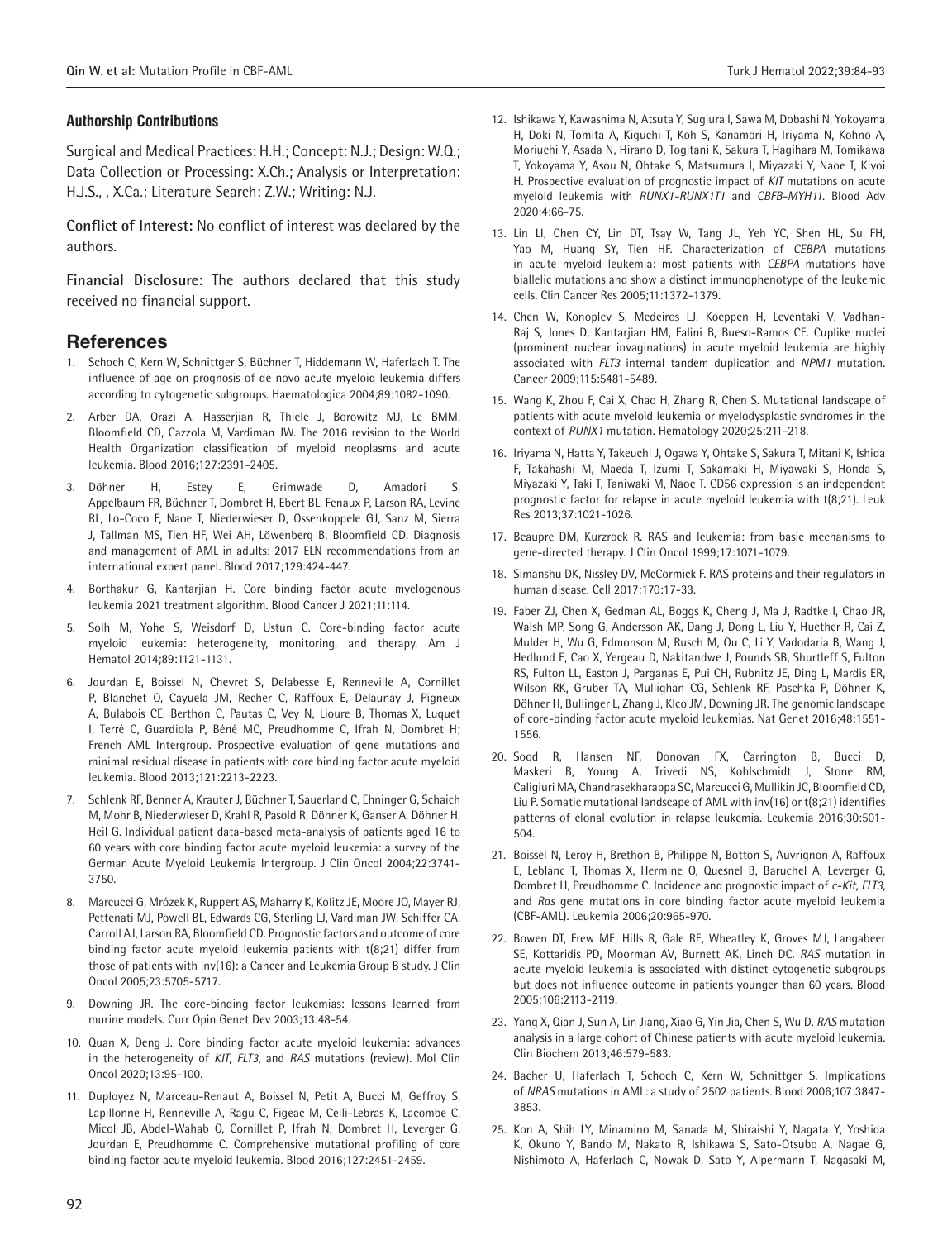### Authorship Contributions

Surgical and Medical Practices: H.H.; Concept: N.J.; Design: W.Q.; Data Collection or Processing: X.Ch.; Analysis or Interpretation: H.J.S., , X.Ca.; Literature Search: Z.W.; Writing: N.J.

**Conflict of Interest:** No conflict of interest was declared by the authors.

**Financial Disclosure:** The authors declared that this study received no financial support.

## References

1. Schoch C, Kern W, Schnittger S, Büchner T, Hiddemann W, Haferlach T. The influence of age on prognosis of de novo acute myeloid leukemia differs according to cytogenetic subgroups. Haematologica 2004;89:1082-1090.
2. Arber DA, Orazi A, Hasserjian R, Thiele J, Borowitz MJ, Le BMM, Bloomfield CD, Cazzola M, Vardiman JW. The 2016 revision to the World Health Organization classification of myeloid neoplasms and acute leukemia. Blood 2016;127:2391-2405.
3. Döhner H, Estey E, Grimwade D, Amadori S, Appelbaum FR, Büchner T, Dombret H, Ebert BL, Fenaux P, Larson RA, Levine RL, Lo-Coco F, Naoe T, Niederwieser D, Ossenkoppele GJ, Sanz M, Sierra J, Tallman MS, Tien HF, Wei AH, Löwenberg B, Bloomfield CD. Diagnosis and management of AML in adults: 2017 ELN recommendations from an international expert panel. Blood 2017;129:424-447.
4. Borthakur G, Kantarjian H. Core binding factor acute myelogenous leukemia 2021 treatment algorithm. Blood Cancer J 2021;11:114.
5. Solh M, Yohe S, Weisdorf D, Ustun C. Core-binding factor acute myeloid leukemia: heterogeneity, monitoring, and therapy. Am J Hematol 2014;89:1121-1131.
6. Jourdan E, Boissel N, Chevret S, Delabesse E, Renneville A, Cornillet P, Blanchet O, Cayuela JM, Recher C, Raffoux E, Delaunay J, Pigneux A, Bulabois CE, Berthon C, Pautas C, Vey N, Lioure B, Thomas X, Luquet I, Terré C, Guardiola P, Béné MC, Preudhomme C, Ifrah N, Dombret H; French AML Intergroup. Prospective evaluation of gene mutations and minimal residual disease in patients with core binding factor acute myeloid leukemia. Blood 2013;121:2213-2223.
7. Schlenk RF, Benner A, Krauter J, Büchner T, Sauerland C, Ehninger G, Schaich M, Mohr B, Niederwieser D, Krahl R, Pasold R, Döhner K, Ganser A, Döhner H, Heil G. Individual patient data-based meta-analysis of patients aged 16 to 60 years with core binding factor acute myeloid leukemia: a survey of the German Acute Myeloid Leukemia Intergroup. J Clin Oncol 2004;22:3741-3750.
8. Marcucci G, Mrózek K, Ruppert AS, Maharry K, Kolitz JE, Moore JO, Mayer RJ, Pettenati MJ, Powell BL, Edwards CG, Sterling LJ, Vardiman JW, Schiffer CA, Carroll AJ, Larson RA, Bloomfield CD. Prognostic factors and outcome of core binding factor acute myeloid leukemia patients with t(8;21) differ from those of patients with inv(16): a Cancer and Leukemia Group B study. J Clin Oncol 2005;23:5705-5717.
9. Downing JR. The core-binding factor leukemias: lessons learned from murine models. Curr Opin Genet Dev 2003;13:48-54.
10. Quan X, Deng J. Core binding factor acute myeloid leukemia: advances in the heterogeneity of *KIT*, *FLT3*, and *RAS* mutations (review). Mol Clin Oncol 2020;13:95-100.
11. Duployez N, Marceau-Renaut A, Boissel N, Petit A, Bucci M, Geffroy S, Lapillonne H, Renneville A, Ragu C, Figeac M, Celli-Lebras K, Lacombe C, Micol JB, Abdel-Wahab O, Cornillet P, Ifrah N, Dombret H, Leverger G, Jourdan E, Preudhomme C. Comprehensive mutational profiling of core binding factor acute myeloid leukemia. Blood 2016;127:2451-2459.
12. Ishikawa Y, Kawashima N, Atsuta Y, Sugiura I, Sawa M, Dobashi N, Yokoyama H, Doki N, Tomita A, Kiguchi T, Koh S, Kanamori H, Iriyama N, Kohno A, Moriuchi Y, Asada N, Hirano D, Togitani K, Sakura T, Hagihara M, Tomikawa T, Yokoyama Y, Asou N, Ohtake S, Matsumura I, Miyazaki Y, Naoe T, Kiyoi H. Prospective evaluation of prognostic impact of *KIT* mutations on acute myeloid leukemia with *RUNX1-RUNX1T1* and *CBFB-MYH11*. Blood Adv 2020;4:66-75.
13. Lin LI, Chen CY, Lin DT, Tsay W, Tang JL, Yeh YC, Shen HL, Su FH, Yao M, Huang SY, Tien HF. Characterization of *CEBPA* mutations in acute myeloid leukemia: most patients with *CEBPA* mutations have biallelic mutations and show a distinct immunophenotype of the leukemic cells. Clin Cancer Res 2005;11:1372-1379.
14. Chen W, Konoplev S, Medeiros LJ, Koeppen H, Leventaki V, Vadhan-Raj S, Jones D, Kantarjian HM, Falini B, Bueso-Ramos CE. Cuplike nuclei (prominent nuclear invaginations) in acute myeloid leukemia are highly associated with *FLT3* internal tandem duplication and *NPM1* mutation. Cancer 2009;115:5481-5489.
15. Wang K, Zhou F, Cai X, Chao H, Zhang R, Chen S. Mutational landscape of patients with acute myeloid leukemia or myelodysplastic syndromes in the context of *RUNX1* mutation. Hematology 2020;25:211-218.
16. Iriyama N, Hatta Y, Takeuchi J, Ogawa Y, Ohtake S, Sakura T, Mitani K, Ishida F, Takahashi M, Maeda T, Izumi T, Sakamaki H, Miyawaki S, Honda S, Miyazaki Y, Taki T, Taniwaki M, Naoe T. CD56 expression is an independent prognostic factor for relapse in acute myeloid leukemia with t(8;21). Leuk Res 2013;37:1021-1026.
17. Beaupre DM, Kurzrock R. RAS and leukemia: from basic mechanisms to gene-directed therapy. J Clin Oncol 1999;17:1071-1079.
18. Simanshu DK, Nissley DV, McCormick F. RAS proteins and their regulators in human disease. Cell 2017;170:17-33.
19. Faber ZJ, Chen X, Gedman AL, Boggs K, Cheng J, Ma J, Radtke I, Chao JR, Walsh MP, Song G, Andersson AK, Dang J, Dong L, Liu Y, Huether R, Cai Z, Mulder H, Wu G, Edmonson M, Rusch M, Qu C, Li Y, Vadodaria B, Wang J, Hedlund E, Cao X, Yergeau D, Nakitandwe J, Pounds SB, Shurtleff S, Fulton RS, Fulton LL, Easton J, Parganas E, Pui CH, Rubnitz JE, Ding L, Mardis ER, Wilson RK, Gruber TA, Mullighan CG, Schlenk RF, Paschka P, Döhner K, Döhner H, Bullinger L, Zhang J, Klco JM, Downing JR. The genomic landscape of core-binding factor acute myeloid leukemias. Nat Genet 2016;48:1551-1556.
20. Sood R, Hansen NF, Donovan FX, Carrington B, Bucci D, Maskeri B, Young A, Trivedi NS, Kohlschmidt J, Stone RM, Caligiuri MA, Chandrasekharappa SC, Marcucci G, Mullikin JC, Bloomfield CD, Liu P. Somatic mutational landscape of AML with inv(16) or t(8;21) identifies patterns of clonal evolution in relapse leukemia. Leukemia 2016;30:501-504.
21. Boissel N, Leroy H, Brethon B, Philippe N, Botton S, Auvrignon A, Raffoux E, Leblanc T, Thomas X, Hermine O, Quesnel B, Baruchel A, Leverger G, Dombret H, Preudhomme C. Incidence and prognostic impact of *c-Kit*, *FLT3*, and *Ras* gene mutations in core binding factor acute myeloid leukemia (CBF-AML). Leukemia 2006;20:965-970.
22. Bowen DT, Frew ME, Hills R, Gale RE, Wheatley K, Groves MJ, Langabeer SE, Kottaridis PD, Moorman AV, Burnett AK, Linch DC. *RAS* mutation in acute myeloid leukemia is associated with distinct cytogenetic subgroups but does not influence outcome in patients younger than 60 years. Blood 2005;106:2113-2119.
23. Yang X, Qian J, Sun A, Lin Jiang, Xiao G, Yin Jia, Chen S, Wu D. *RAS* mutation analysis in a large cohort of Chinese patients with acute myeloid leukemia. Clin Biochem 2013;46:579-583.
24. Bacher U, Haferlach T, Schoch C, Kern W, Schnittger S. Implications of *NRAS* mutations in AML: a study of 2502 patients. Blood 2006;107:3847-3853.
25. Kon A, Shih LY, Minamino M, Sanada M, Shiraishi Y, Nagata Y, Yoshida K, Okuno Y, Bando M, Nakato R, Ishikawa S, Sato-Otsubo A, Nagae G, Nishimoto A, Haferlach C, Nowak D, Sato Y, Alpermann T, Nagasaki M,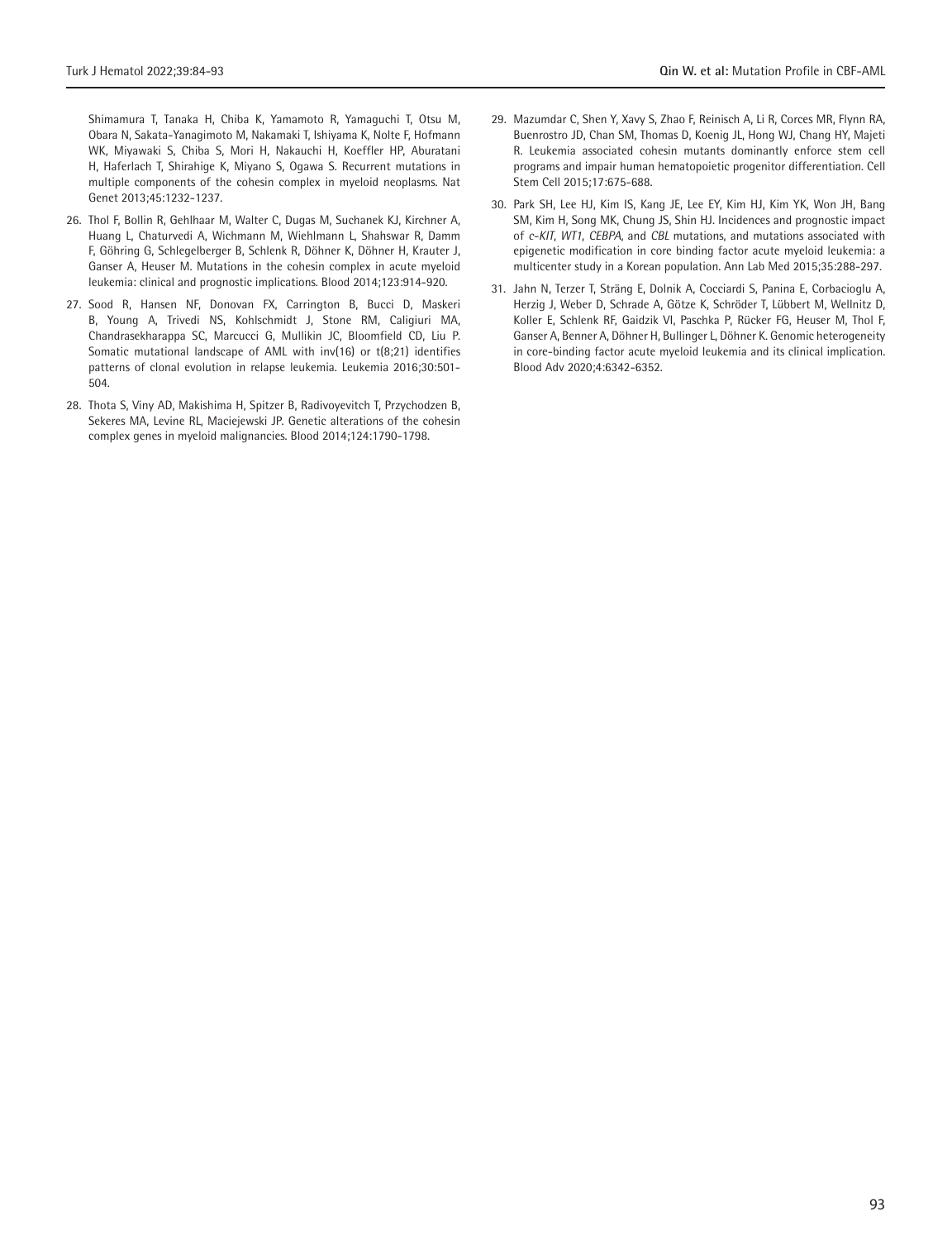Shimamura T, Tanaka H, Chiba K, Yamamoto R, Yamaguchi T, Otsu M, Obara N, Sakata-Yanagimoto M, Nakamaki T, Ishiyama K, Nolte F, Hofmann WK, Miyawaki S, Chiba S, Mori H, Nakauchi H, Koeffler HP, Aburatani H, Haferlach T, Shirahige K, Miyano S, Ogawa S. Recurrent mutations in multiple components of the cohesin complex in myeloid neoplasms. Nat Genet 2013;45:1232-1237.

26. Thol F, Bollin R, Gehlhaar M, Walter C, Dugas M, Suchanek KJ, Kirchner A, Huang L, Chaturvedi A, Wichmann M, Wiehlmann L, Shahswar R, Damm F, Göhring G, Schlegelberger B, Schlenk R, Döhner K, Döhner H, Krauter J, Ganser A, Heuser M. Mutations in the cohesin complex in acute myeloid leukemia: clinical and prognostic implications. Blood 2014;123:914-920.

27. Sood R, Hansen NF, Donovan FX, Carrington B, Bucci D, Maskeri B, Young A, Trivedi NS, Kohlschmidt J, Stone RM, Caligiuri MA, Chandrasekharappa SC, Marcucci G, Mullikin JC, Bloomfield CD, Liu P. Somatic mutational landscape of AML with inv(16) or t(8;21) identifies patterns of clonal evolution in relapse leukemia. Leukemia 2016;30:501-504.

28. Thota S, Viny AD, Makishima H, Spitzer B, Radivoyevitch T, Przychodzen B, Sekeres MA, Levine RL, Maciejewski JP. Genetic alterations of the cohesin complex genes in myeloid malignancies. Blood 2014;124:1790-1798.

29. Mazumdar C, Shen Y, Xavy S, Zhao F, Reinisch A, Li R, Corces MR, Flynn RA, Buenrostro JD, Chan SM, Thomas D, Koenig JL, Hong WJ, Chang HY, Majeti R. Leukemia associated cohesin mutants dominantly enforce stem cell programs and impair human hematopoietic progenitor differentiation. Cell Stem Cell 2015;17:675-688.

30. Park SH, Lee HJ, Kim IS, Kang JE, Lee EY, Kim HJ, Kim YK, Won JH, Bang SM, Kim H, Song MK, Chung JS, Shin HJ. Incidences and prognostic impact of *c-KIT*, *WT1*, *CEBPA*, and *CBL* mutations, and mutations associated with epigenetic modification in core binding factor acute myeloid leukemia: a multicenter study in a Korean population. Ann Lab Med 2015;35:288-297.

31. Jahn N, Terzer T, Sträng E, Dolnik A, Cocciardi S, Panina E, Corbacioglu A, Herzig J, Weber D, Schrade A, Götze K, Schröder T, Lübbert M, Wellnitz D, Koller E, Schlenk RF, Gaidzik VI, Paschka P, Rücker FG, Heuser M, Thol F, Ganser A, Benner A, Döhner H, Bullinger L, Döhner K. Genomic heterogeneity in core-binding factor acute myeloid leukemia and its clinical implication. Blood Adv 2020;4:6342-6352.